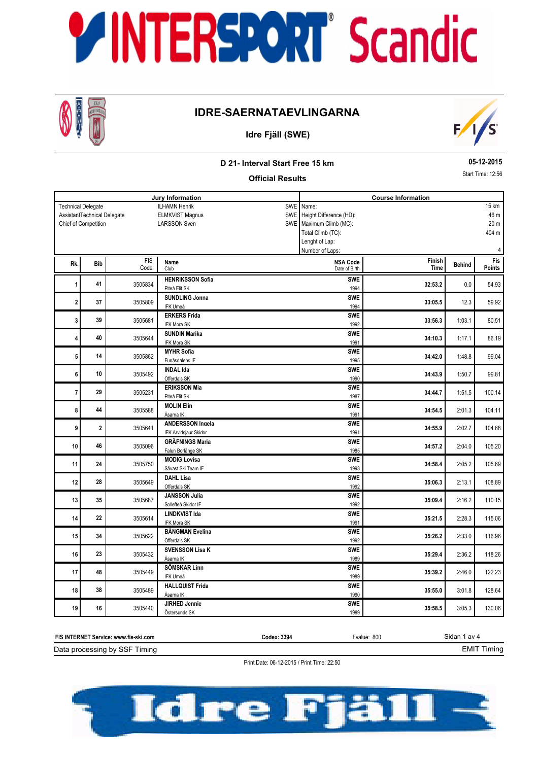# IDRE-SAERNATAEVLINGARNA

## Idre Fjäll (SWE)

### D 21- Interval Start Free 15 km

### Official Results

**05-12-2015**

Start Time: 12:56

| Jury Information | | | Course Information | |
|---|---|---|---|---|
| Technical Delegate | ILHAMN Henrik | SWE | Name: | 15 km |
| AssistantTechnical Delegate | ELMKVIST Magnus | SWE | Height Difference (HD): | 46 m |
| Chief of Competition | LARSSON Sven | SWE | Maximum Climb (MC): | 20 m |
| | | | Total Climb (TC): | 404 m |
| | | | Lenght of Lap: | |
| | | | Number of Laps: | 4 |

| Rk. | Bib | FIS Code | Name / Club | NSA Code / Date of Birth | Finish Time | Behind | Fis Points |
|---|---|---|---|---|---|---|---|
| 1 | 41 | 3505834 | **HENRIKSSON Sofia** / Piteå Elit SK | **SWE** / 1994 | **32:53.2** | 0.0 | 54.93 |
| 2 | 37 | 3505809 | **SUNDLING Jonna** / IFK Umeå | **SWE** / 1994 | **33:05.5** | 12.3 | 59.92 |
| 3 | 39 | 3505681 | **ERKERS Frida** / IFK Mora SK | **SWE** / 1992 | **33:56.3** | 1:03.1 | 80.51 |
| 4 | 40 | 3505644 | **SUNDIN Marika** / IFK Mora SK | **SWE** / 1991 | **34:10.3** | 1:17.1 | 86.19 |
| 5 | 14 | 3505862 | **MYHR Sofia** / Funäsdalens IF | **SWE** / 1995 | **34:42.0** | 1:48.8 | 99.04 |
| 6 | 10 | 3505492 | **INDAL Ida** / Offerdals SK | **SWE** / 1990 | **34:43.9** | 1:50.7 | 99.81 |
| 7 | 29 | 3505231 | **ERIKSSON Mia** / Piteå Elit SK | **SWE** / 1987 | **34:44.7** | 1:51.5 | 100.14 |
| 8 | 44 | 3505588 | **MOLIN Elin** / Åsarna IK | **SWE** / 1991 | **34:54.5** | 2:01.3 | 104.11 |
| 9 | 2 | 3505641 | **ANDERSSON Ingela** / IFK Arvidsjaur Skidor | **SWE** / 1991 | **34:55.9** | 2:02.7 | 104.68 |
| 10 | 46 | 3505096 | **GRÄFNINGS Maria** / Falun Borlänge SK | **SWE** / 1985 | **34:57.2** | 2:04.0 | 105.20 |
| 11 | 24 | 3505750 | **MODIG Lovisa** / Sävast Ski Team IF | **SWE** / 1993 | **34:58.4** | 2:05.2 | 105.69 |
| 12 | 28 | 3505649 | **DAHL Lisa** / Offerdals SK | **SWE** / 1992 | **35:06.3** | 2:13.1 | 108.89 |
| 13 | 35 | 3505687 | **JANSSON Julia** / Sollefteå Skidor IF | **SWE** / 1992 | **35:09.4** | 2:16.2 | 110.15 |
| 14 | 22 | 3505614 | **LINDKVIST Ida** / IFK Mora SK | **SWE** / 1991 | **35:21.5** | 2:28.3 | 115.06 |
| 15 | 34 | 3505622 | **BÅNGMAN Evelina** / Offerdals SK | **SWE** / 1992 | **35:26.2** | 2:33.0 | 116.96 |
| 16 | 23 | 3505432 | **SVENSSON Lisa K** / Åsarna IK | **SWE** / 1989 | **35:29.4** | 2:36.2 | 118.26 |
| 17 | 48 | 3505449 | **SÖMSKAR Linn** / IFK Umeå | **SWE** / 1989 | **35:39.2** | 2:46.0 | 122.23 |
| 18 | 38 | 3505489 | **HALLQUIST Frida** / Åsarna IK | **SWE** / 1990 | **35:55.0** | 3:01.8 | 128.64 |
| 19 | 16 | 3505440 | **JIRHED Jennie** / Östersunds SK | **SWE** / 1989 | **35:58.5** | 3:05.3 | 130.06 |

**FIS INTERNET Service: www.fis-ski.com** **Codex: 3394** Fvalue: 800

Data processing by SSF Timing EMIT Timing

Print Date: 06-12-2015 / Print Time: 22:50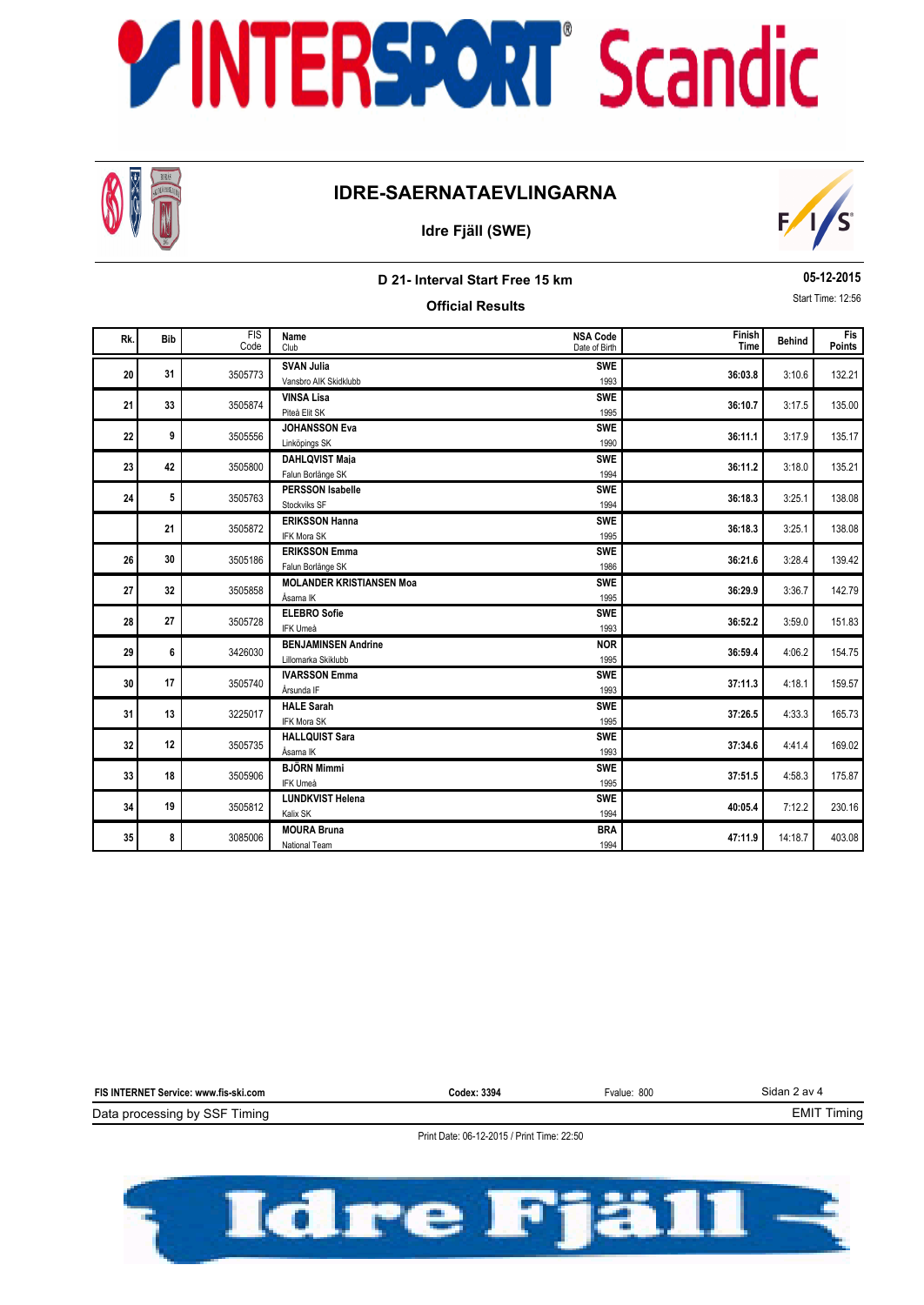# IDRE-SAERNATAEVLINGARNA

**Idre Fjäll (SWE)**

**D 21- Interval Start Free 15 km**

**Official Results**

**05-12-2015**

Start Time: 12:56

| Rk. | Bib | FIS Code | Name / Club | NSA Code / Date of Birth | Finish Time | Behind | Fis Points |
|---|---|---|---|---|---|---|---|
| 20 | 31 | 3505773 | **SVAN Julia** Vansbro AIK Skidklubb | **SWE** 1993 | **36:03.8** | 3:10.6 | 132.21 |
| 21 | 33 | 3505874 | **VINSA Lisa** Piteå Elit SK | **SWE** 1995 | **36:10.7** | 3:17.5 | 135.00 |
| 22 | 9 | 3505556 | **JOHANSSON Eva** Linköpings SK | **SWE** 1990 | **36:11.1** | 3:17.9 | 135.17 |
| 23 | 42 | 3505800 | **DAHLQVIST Maja** Falun Borlänge SK | **SWE** 1994 | **36:11.2** | 3:18.0 | 135.21 |
| 24 | 5 | 3505763 | **PERSSON Isabelle** Stockviks SF | **SWE** 1994 | **36:18.3** | 3:25.1 | 138.08 |
| | 21 | 3505872 | **ERIKSSON Hanna** IFK Mora SK | **SWE** 1995 | **36:18.3** | 3:25.1 | 138.08 |
| 26 | 30 | 3505186 | **ERIKSSON Emma** Falun Borlänge SK | **SWE** 1986 | **36:21.6** | 3:28.4 | 139.42 |
| 27 | 32 | 3505858 | **MOLANDER KRISTIANSEN Moa** Åsarna IK | **SWE** 1995 | **36:29.9** | 3:36.7 | 142.79 |
| 28 | 27 | 3505728 | **ELEBRO Sofie** IFK Umeå | **SWE** 1993 | **36:52.2** | 3:59.0 | 151.83 |
| 29 | 6 | 3426030 | **BENJAMINSEN Andrine** Lillomarka Skiklubb | **NOR** 1995 | **36:59.4** | 4:06.2 | 154.75 |
| 30 | 17 | 3505740 | **IVARSSON Emma** Årsunda IF | **SWE** 1993 | **37:11.3** | 4:18.1 | 159.57 |
| 31 | 13 | 3225017 | **HALE Sarah** IFK Mora SK | **SWE** 1995 | **37:26.5** | 4:33.3 | 165.73 |
| 32 | 12 | 3505735 | **HALLQUIST Sara** Åsarna IK | **SWE** 1993 | **37:34.6** | 4:41.4 | 169.02 |
| 33 | 18 | 3505906 | **BJÖRN Mimmi** IFK Umeå | **SWE** 1995 | **37:51.5** | 4:58.3 | 175.87 |
| 34 | 19 | 3505812 | **LUNDKVIST Helena** Kalix SK | **SWE** 1994 | **40:05.4** | 7:12.2 | 230.16 |
| 35 | 8 | 3085006 | **MOURA Bruna** National Team | **BRA** 1994 | **47:11.9** | 14:18.7 | 403.08 |

**FIS INTERNET Service: www.fis-ski.com** **Codex: 3394** Fvalue: 800

Data processing by SSF Timing — EMIT Timing

Print Date: 06-12-2015 / Print Time: 22:50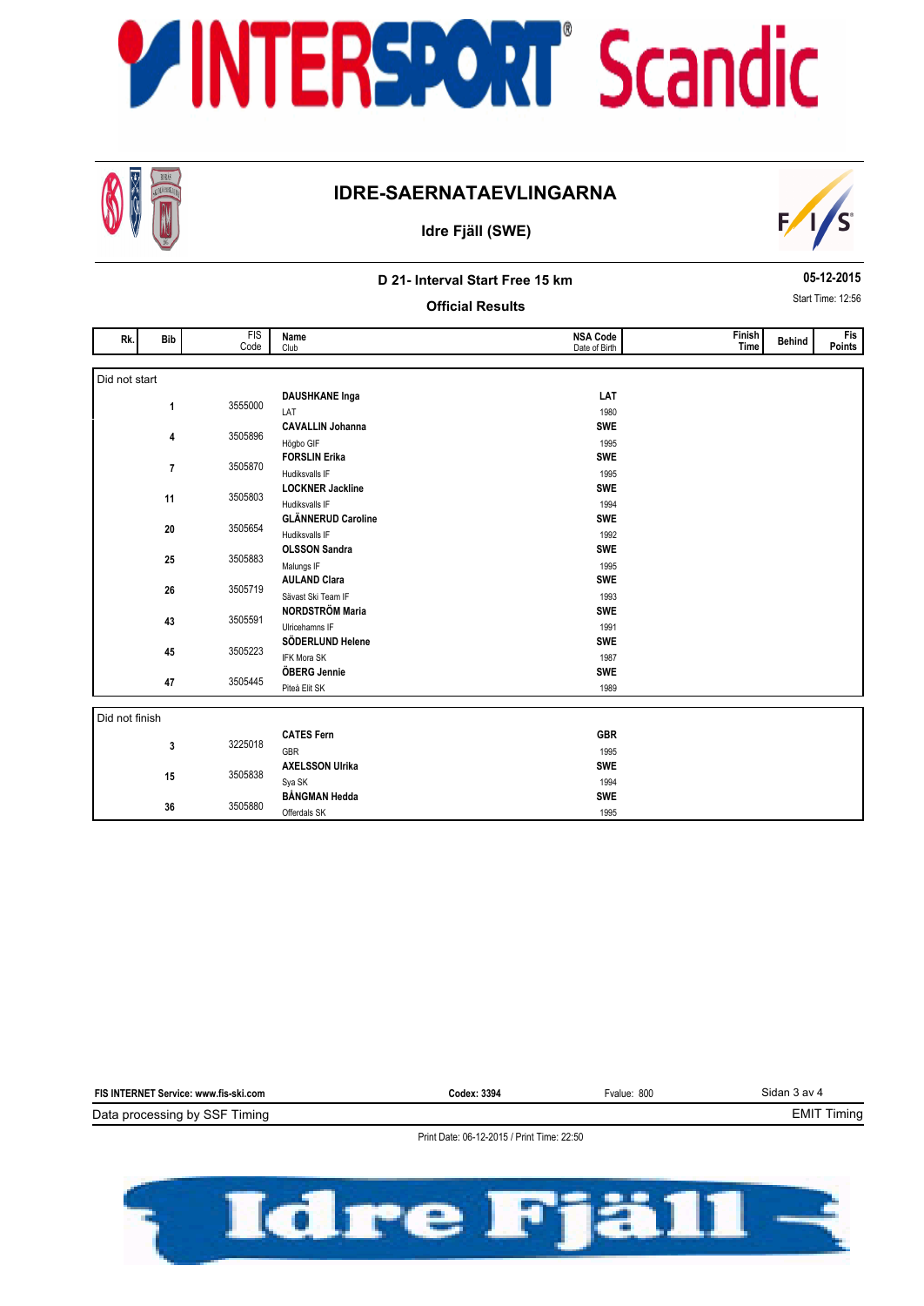# IDRE-SAERNATAEVLINGARNA

## Idre Fjäll (SWE)

### D 21- Interval Start Free 15 km

**05-12-2015**

### Official Results

Start Time: 12:56

| Rk. | Bib | FIS Code | Name / Club | NSA Code / Date of Birth | Finish Time | Behind | Fis Points |
|---|---|---|---|---|---|---|---|
| **Did not start** | | | | | | | |
| | 1 | 3555000 | **DAUSHKANE Inga** / LAT | **LAT** / 1980 | | | |
| | 4 | 3505896 | **CAVALLIN Johanna** / Högbo GIF | **SWE** / 1995 | | | |
| | 7 | 3505870 | **FORSLIN Erika** / Hudiksvalls IF | **SWE** / 1995 | | | |
| | 11 | 3505803 | **LOCKNER Jackline** / Hudiksvalls IF | **SWE** / 1994 | | | |
| | 20 | 3505654 | **GLÄNNERUD Caroline** / Hudiksvalls IF | **SWE** / 1992 | | | |
| | 25 | 3505883 | **OLSSON Sandra** / Malungs IF | **SWE** / 1995 | | | |
| | 26 | 3505719 | **AULAND Clara** / Sävast Ski Team IF | **SWE** / 1993 | | | |
| | 43 | 3505591 | **NORDSTRÖM Maria** / Ulricehamns IF | **SWE** / 1991 | | | |
| | 45 | 3505223 | **SÖDERLUND Helene** / IFK Mora SK | **SWE** / 1987 | | | |
| | 47 | 3505445 | **ÖBERG Jennie** / Piteå Elit SK | **SWE** / 1989 | | | |
| **Did not finish** | | | | | | | |
| | 3 | 3225018 | **CATES Fern** / GBR | **GBR** / 1995 | | | |
| | 15 | 3505838 | **AXELSSON Ulrika** / Sya SK | **SWE** / 1994 | | | |
| | 36 | 3505880 | **BÅNGMAN Hedda** / Offerdals SK | **SWE** / 1995 | | | |

FIS INTERNET Service: www.fis-ski.com — Codex: 3394 — Fvalue: 800

Data processing by SSF Timing — EMIT Timing

Print Date: 06-12-2015 / Print Time: 22:50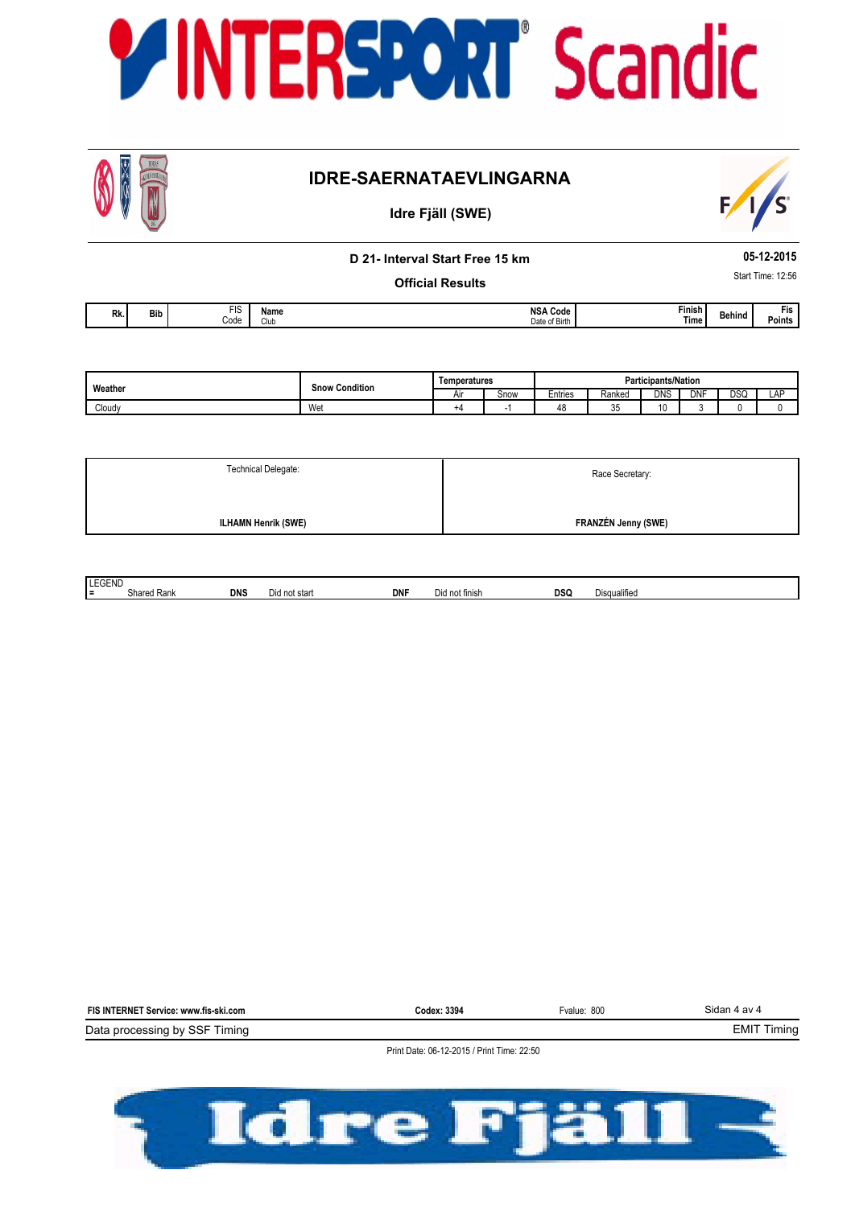# IDRE-SAERNATAEVLINGARNA

**Idre Fjäll (SWE)**

**D 21- Interval Start Free 15 km**

**05-12-2015**

**Official Results**

Start Time: 12:56

| Rk. | Bib | FIS Code | Name Club | NSA Code Date of Birth | Finish Time | Behind | Fis Points |
|---|---|---|---|---|---|---|---|

| Weather | Snow Condition | Temperatures | | Participants/Nation | | | | | |
|---|---|---|---|---|---|---|---|---|---|
| | | Air | Snow | Entries | Ranked | DNS | DNF | DSQ | LAP |
| Cloudy | Wet | +4 | -1 | 48 | 35 | 10 | 3 | 0 | 0 |

| Technical Delegate: | Race Secretary: |
|---|---|
| **ILHAMN Henrik (SWE)** | **FRANZÉN Jenny (SWE)** |

LEGEND
**=** Shared Rank **DNS** Did not start **DNF** Did not finish **DSQ** Disqualified

**FIS INTERNET Service: www.fis-ski.com** **Codex: 3394** Fvalue: 800

Data processing by SSF Timing EMIT Timing

Print Date: 06-12-2015 / Print Time: 22:50